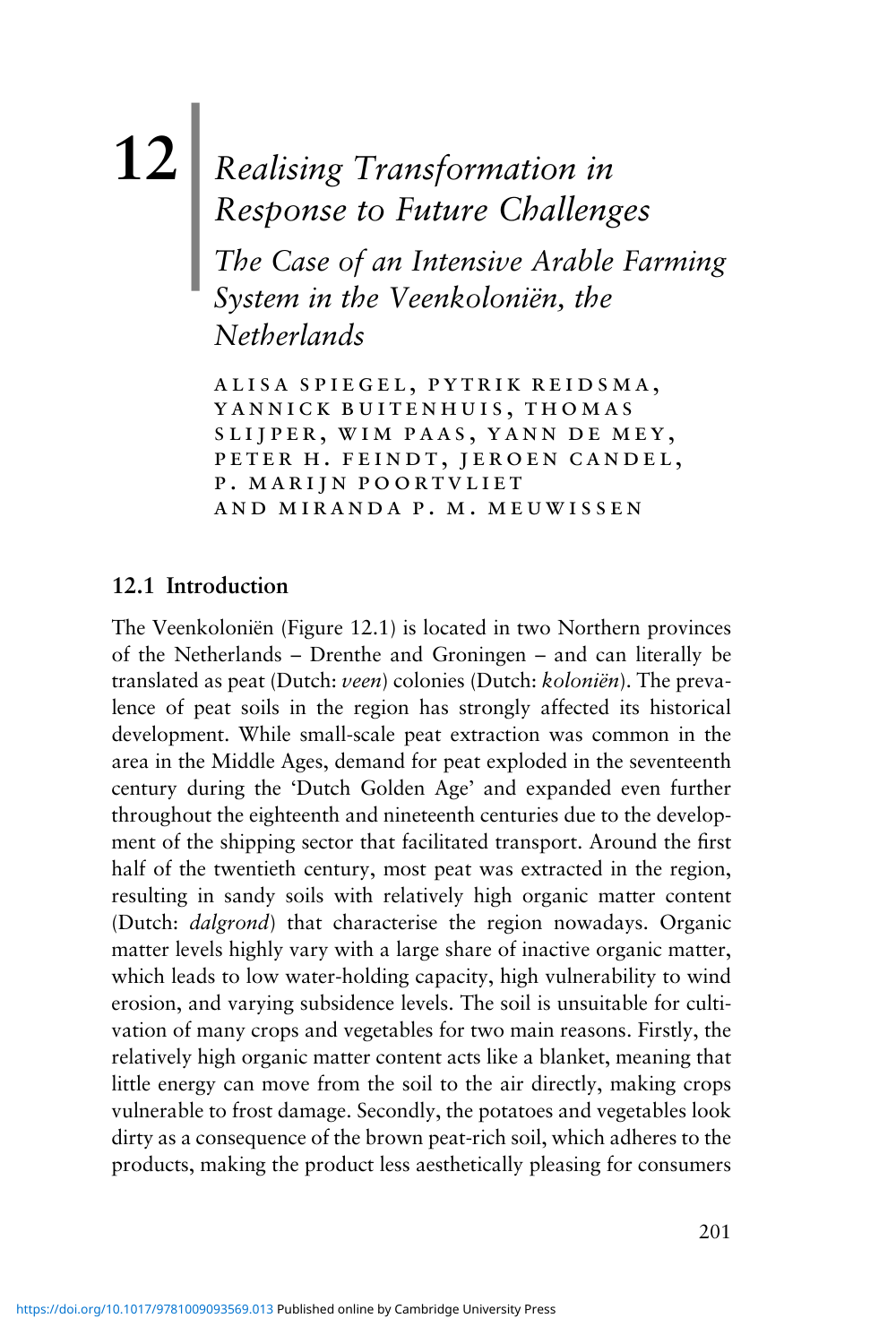# 12 Realising Transformation in Response to Future Challenges

## *The Case of an Intensive Arable Farming System in the Veenkoloniën, the Netherlands*

ALISA SPIEGEL, PYTRIK REIDSMA, YANNICK BUITENHUIS, THOMAS SLIJPER, WIM PAAS, YANN DE MEY, PETER H. FEINDT, JEROEN CANDEL, P. MARIJN POORTVLIET AND MIRANDA P. M. MEUWISSEN

### 12.1 Introduction

The Veenkoloniën (Figure 12.1) is located in two Northern provinces of the Netherlands – Drenthe and Groningen – and can literally be translated as peat (Dutch: *veen*) colonies (Dutch: *koloniën*). The prevalence of peat soils in the region has strongly affected its historical development. While small-scale peat extraction was common in the area in the Middle Ages, demand for peat exploded in the seventeenth century during the 'Dutch Golden Age' and expanded even further throughout the eighteenth and nineteenth centuries due to the development of the shipping sector that facilitated transport. Around the first half of the twentieth century, most peat was extracted in the region, resulting in sandy soils with relatively high organic matter content (Dutch: *dalgrond*) that characterise the region nowadays. Organic matter levels highly vary with a large share of inactive organic matter, which leads to low water-holding capacity, high vulnerability to wind erosion, and varying subsidence levels. The soil is unsuitable for cultivation of many crops and vegetables for two main reasons. Firstly, the relatively high organic matter content acts like a blanket, meaning that little energy can move from the soil to the air directly, making crops vulnerable to frost damage. Secondly, the potatoes and vegetables look dirty as a consequence of the brown peat-rich soil, which adheres to the products, making the product less aesthetically pleasing for consumers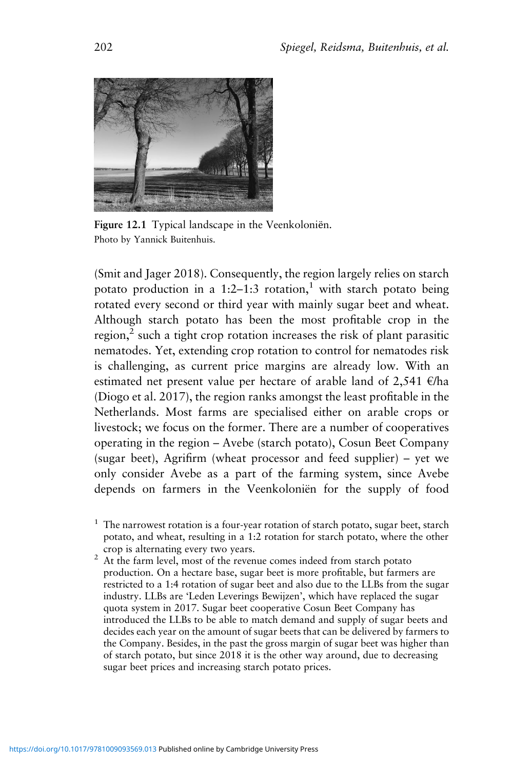Figure 12.1 Typical landscape in the Veenkoloniën.
Photo by Yannick Buitenhuis.

(Smit and Jager 2018). Consequently, the region largely relies on starch potato production in a 1:2–1:3 rotation,[1] with starch potato being rotated every second or third year with mainly sugar beet and wheat. Although starch potato has been the most profitable crop in the region,[2] such a tight crop rotation increases the risk of plant parasitic nematodes. Yet, extending crop rotation to control for nematodes risk is challenging, as current price margins are already low. With an estimated net present value per hectare of arable land of 2,541 €/ha (Diogo et al. 2017), the region ranks amongst the least profitable in the Netherlands. Most farms are specialised either on arable crops or livestock; we focus on the former. There are a number of cooperatives operating in the region – Avebe (starch potato), Cosun Beet Company (sugar beet), Agrifirm (wheat processor and feed supplier) – yet we only consider Avebe as a part of the farming system, since Avebe depends on farmers in the Veenkoloniën for the supply of food

[1] The narrowest rotation is a four-year rotation of starch potato, sugar beet, starch potato, and wheat, resulting in a 1:2 rotation for starch potato, where the other crop is alternating every two years.

[2] At the farm level, most of the revenue comes indeed from starch potato production. On a hectare base, sugar beet is more profitable, but farmers are restricted to a 1:4 rotation of sugar beet and also due to the LLBs from the sugar industry. LLBs are 'Leden Leverings Bewijzen', which have replaced the sugar quota system in 2017. Sugar beet cooperative Cosun Beet Company has introduced the LLBs to be able to match demand and supply of sugar beets and decides each year on the amount of sugar beets that can be delivered by farmers to the Company. Besides, in the past the gross margin of sugar beet was higher than of starch potato, but since 2018 it is the other way around, due to decreasing sugar beet prices and increasing starch potato prices.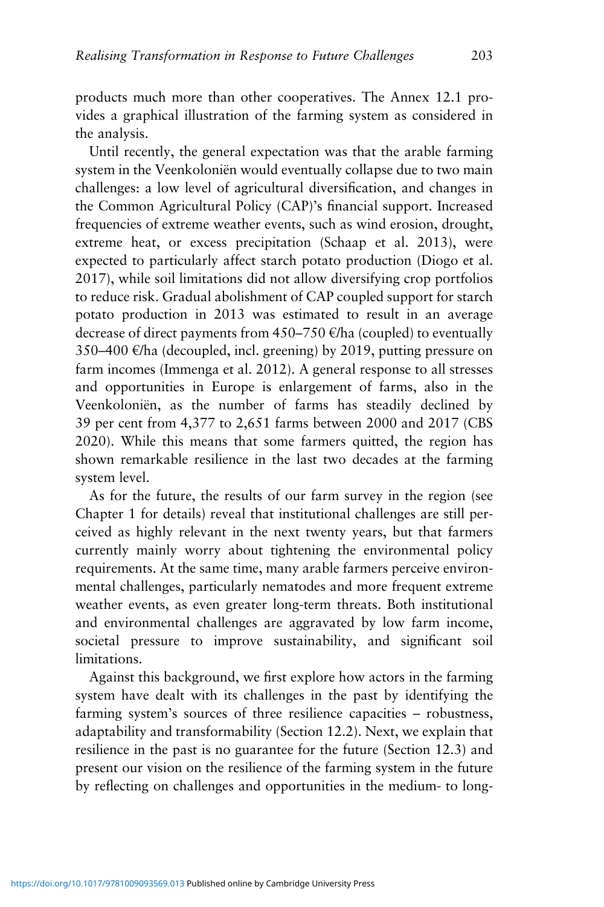products much more than other cooperatives. The Annex 12.1 provides a graphical illustration of the farming system as considered in the analysis.

Until recently, the general expectation was that the arable farming system in the Veenkoloniën would eventually collapse due to two main challenges: a low level of agricultural diversification, and changes in the Common Agricultural Policy (CAP)'s financial support. Increased frequencies of extreme weather events, such as wind erosion, drought, extreme heat, or excess precipitation (Schaap et al. 2013), were expected to particularly affect starch potato production (Diogo et al. 2017), while soil limitations did not allow diversifying crop portfolios to reduce risk. Gradual abolishment of CAP coupled support for starch potato production in 2013 was estimated to result in an average decrease of direct payments from 450–750 €/ha (coupled) to eventually 350–400 €/ha (decoupled, incl. greening) by 2019, putting pressure on farm incomes (Immenga et al. 2012). A general response to all stresses and opportunities in Europe is enlargement of farms, also in the Veenkoloniën, as the number of farms has steadily declined by 39 per cent from 4,377 to 2,651 farms between 2000 and 2017 (CBS 2020). While this means that some farmers quitted, the region has shown remarkable resilience in the last two decades at the farming system level.

As for the future, the results of our farm survey in the region (see Chapter 1 for details) reveal that institutional challenges are still perceived as highly relevant in the next twenty years, but that farmers currently mainly worry about tightening the environmental policy requirements. At the same time, many arable farmers perceive environmental challenges, particularly nematodes and more frequent extreme weather events, as even greater long-term threats. Both institutional and environmental challenges are aggravated by low farm income, societal pressure to improve sustainability, and significant soil limitations.

Against this background, we first explore how actors in the farming system have dealt with its challenges in the past by identifying the farming system's sources of three resilience capacities – robustness, adaptability and transformability (Section 12.2). Next, we explain that resilience in the past is no guarantee for the future (Section 12.3) and present our vision on the resilience of the farming system in the future by reflecting on challenges and opportunities in the medium- to long-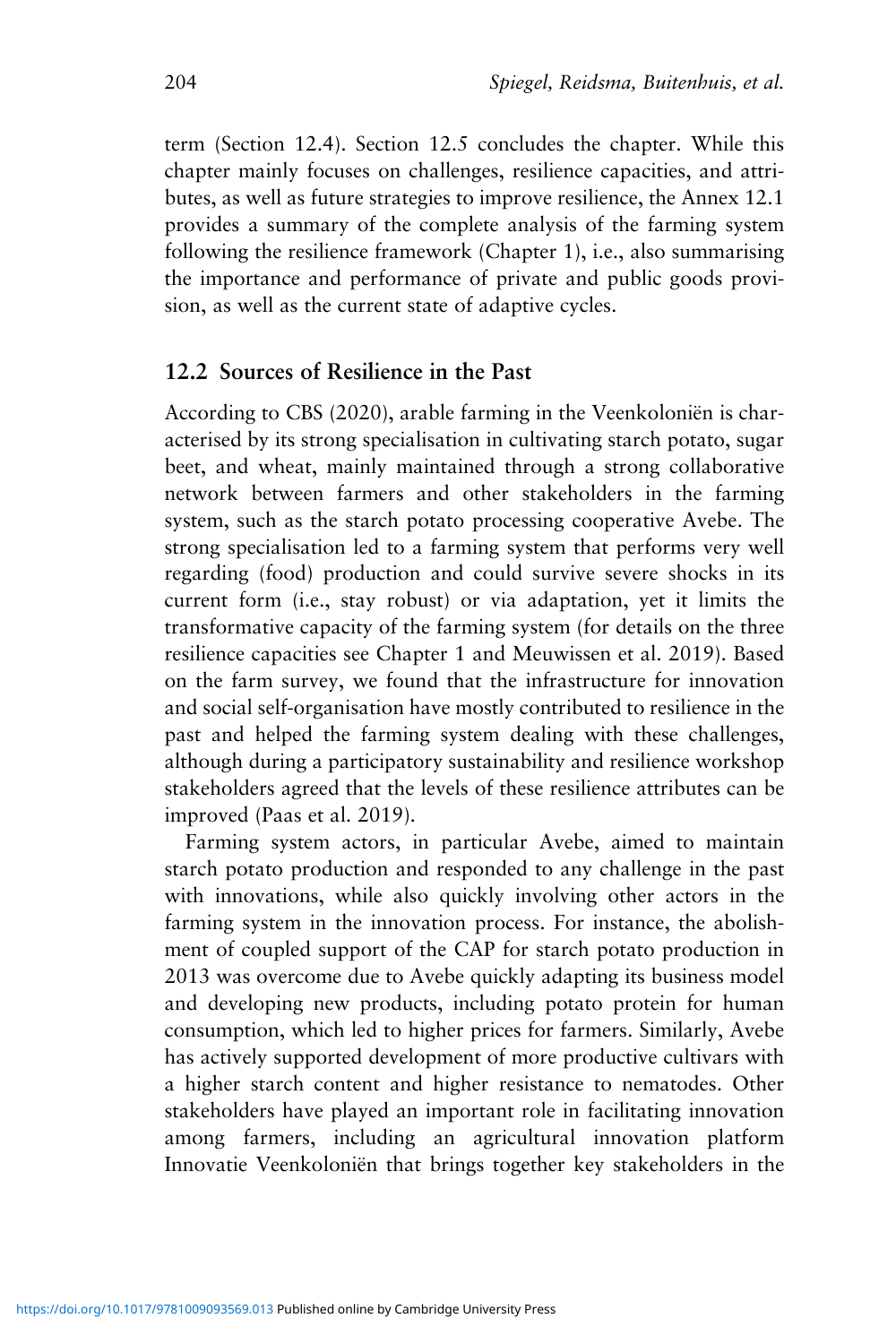term (Section 12.4). Section 12.5 concludes the chapter. While this chapter mainly focuses on challenges, resilience capacities, and attributes, as well as future strategies to improve resilience, the Annex 12.1 provides a summary of the complete analysis of the farming system following the resilience framework (Chapter 1), i.e., also summarising the importance and performance of private and public goods provision, as well as the current state of adaptive cycles.

## 12.2 Sources of Resilience in the Past

According to CBS (2020), arable farming in the Veenkoloniën is characterised by its strong specialisation in cultivating starch potato, sugar beet, and wheat, mainly maintained through a strong collaborative network between farmers and other stakeholders in the farming system, such as the starch potato processing cooperative Avebe. The strong specialisation led to a farming system that performs very well regarding (food) production and could survive severe shocks in its current form (i.e., stay robust) or via adaptation, yet it limits the transformative capacity of the farming system (for details on the three resilience capacities see Chapter 1 and Meuwissen et al. 2019). Based on the farm survey, we found that the infrastructure for innovation and social self-organisation have mostly contributed to resilience in the past and helped the farming system dealing with these challenges, although during a participatory sustainability and resilience workshop stakeholders agreed that the levels of these resilience attributes can be improved (Paas et al. 2019).

Farming system actors, in particular Avebe, aimed to maintain starch potato production and responded to any challenge in the past with innovations, while also quickly involving other actors in the farming system in the innovation process. For instance, the abolishment of coupled support of the CAP for starch potato production in 2013 was overcome due to Avebe quickly adapting its business model and developing new products, including potato protein for human consumption, which led to higher prices for farmers. Similarly, Avebe has actively supported development of more productive cultivars with a higher starch content and higher resistance to nematodes. Other stakeholders have played an important role in facilitating innovation among farmers, including an agricultural innovation platform Innovatie Veenkoloniën that brings together key stakeholders in the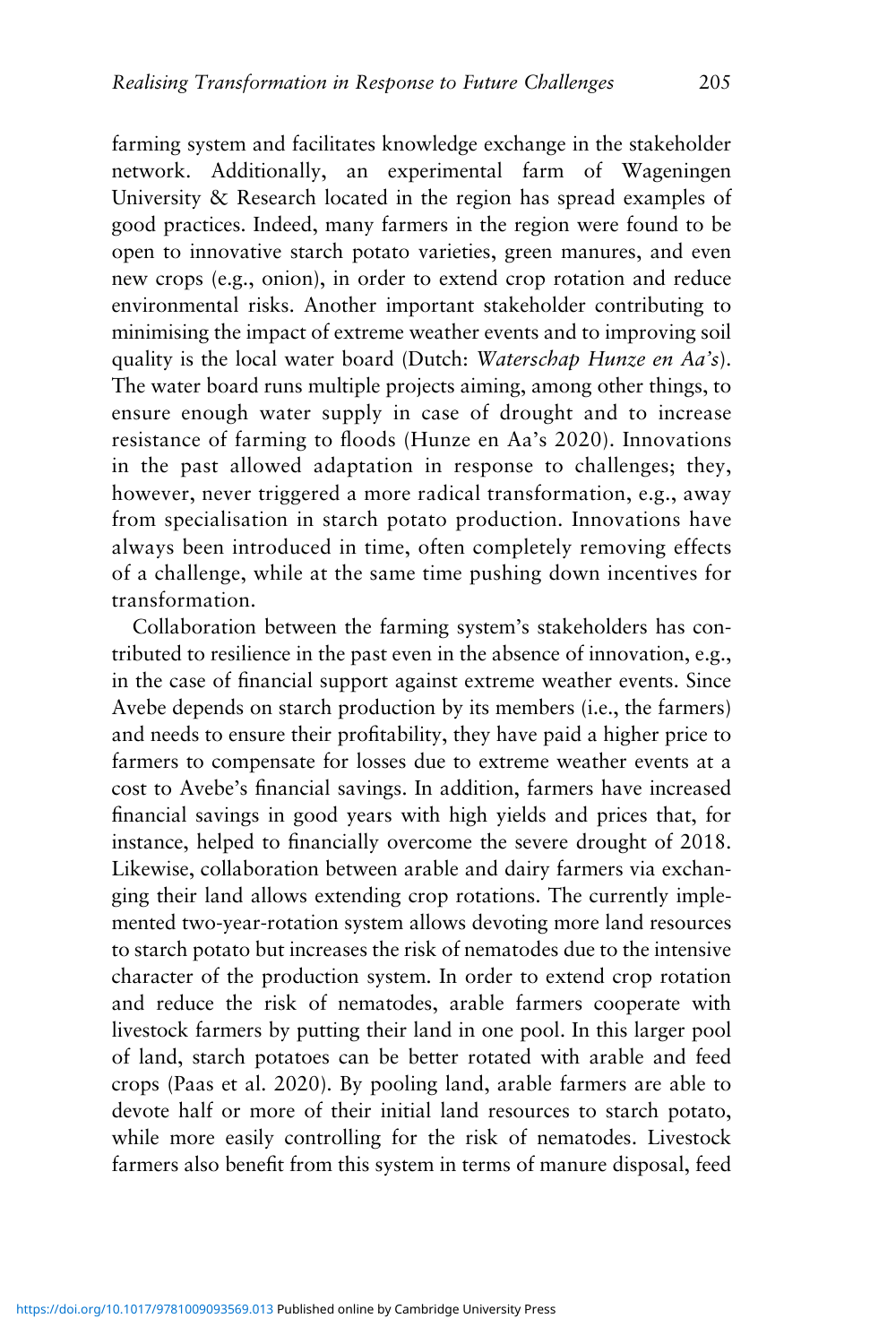farming system and facilitates knowledge exchange in the stakeholder network. Additionally, an experimental farm of Wageningen University & Research located in the region has spread examples of good practices. Indeed, many farmers in the region were found to be open to innovative starch potato varieties, green manures, and even new crops (e.g., onion), in order to extend crop rotation and reduce environmental risks. Another important stakeholder contributing to minimising the impact of extreme weather events and to improving soil quality is the local water board (Dutch: *Waterschap Hunze en Aa's*). The water board runs multiple projects aiming, among other things, to ensure enough water supply in case of drought and to increase resistance of farming to floods (Hunze en Aa's 2020). Innovations in the past allowed adaptation in response to challenges; they, however, never triggered a more radical transformation, e.g., away from specialisation in starch potato production. Innovations have always been introduced in time, often completely removing effects of a challenge, while at the same time pushing down incentives for transformation.

Collaboration between the farming system's stakeholders has contributed to resilience in the past even in the absence of innovation, e.g., in the case of financial support against extreme weather events. Since Avebe depends on starch production by its members (i.e., the farmers) and needs to ensure their profitability, they have paid a higher price to farmers to compensate for losses due to extreme weather events at a cost to Avebe's financial savings. In addition, farmers have increased financial savings in good years with high yields and prices that, for instance, helped to financially overcome the severe drought of 2018. Likewise, collaboration between arable and dairy farmers via exchanging their land allows extending crop rotations. The currently implemented two-year-rotation system allows devoting more land resources to starch potato but increases the risk of nematodes due to the intensive character of the production system. In order to extend crop rotation and reduce the risk of nematodes, arable farmers cooperate with livestock farmers by putting their land in one pool. In this larger pool of land, starch potatoes can be better rotated with arable and feed crops (Paas et al. 2020). By pooling land, arable farmers are able to devote half or more of their initial land resources to starch potato, while more easily controlling for the risk of nematodes. Livestock farmers also benefit from this system in terms of manure disposal, feed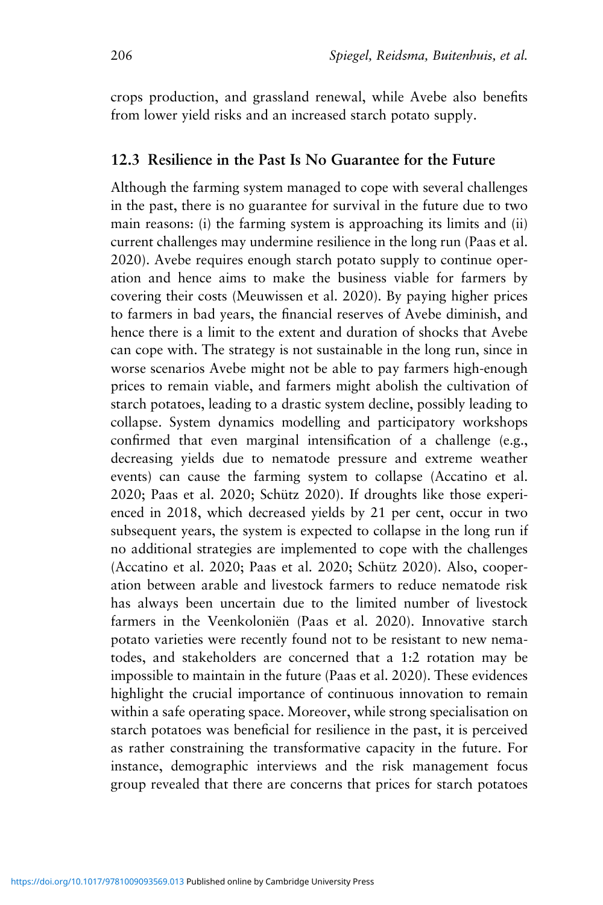crops production, and grassland renewal, while Avebe also benefits from lower yield risks and an increased starch potato supply.

## 12.3 Resilience in the Past Is No Guarantee for the Future

Although the farming system managed to cope with several challenges in the past, there is no guarantee for survival in the future due to two main reasons: (i) the farming system is approaching its limits and (ii) current challenges may undermine resilience in the long run (Paas et al. 2020). Avebe requires enough starch potato supply to continue operation and hence aims to make the business viable for farmers by covering their costs (Meuwissen et al. 2020). By paying higher prices to farmers in bad years, the financial reserves of Avebe diminish, and hence there is a limit to the extent and duration of shocks that Avebe can cope with. The strategy is not sustainable in the long run, since in worse scenarios Avebe might not be able to pay farmers high-enough prices to remain viable, and farmers might abolish the cultivation of starch potatoes, leading to a drastic system decline, possibly leading to collapse. System dynamics modelling and participatory workshops confirmed that even marginal intensification of a challenge (e.g., decreasing yields due to nematode pressure and extreme weather events) can cause the farming system to collapse (Accatino et al. 2020; Paas et al. 2020; Schütz 2020). If droughts like those experienced in 2018, which decreased yields by 21 per cent, occur in two subsequent years, the system is expected to collapse in the long run if no additional strategies are implemented to cope with the challenges (Accatino et al. 2020; Paas et al. 2020; Schütz 2020). Also, cooperation between arable and livestock farmers to reduce nematode risk has always been uncertain due to the limited number of livestock farmers in the Veenkoloniën (Paas et al. 2020). Innovative starch potato varieties were recently found not to be resistant to new nematodes, and stakeholders are concerned that a 1:2 rotation may be impossible to maintain in the future (Paas et al. 2020). These evidences highlight the crucial importance of continuous innovation to remain within a safe operating space. Moreover, while strong specialisation on starch potatoes was beneficial for resilience in the past, it is perceived as rather constraining the transformative capacity in the future. For instance, demographic interviews and the risk management focus group revealed that there are concerns that prices for starch potatoes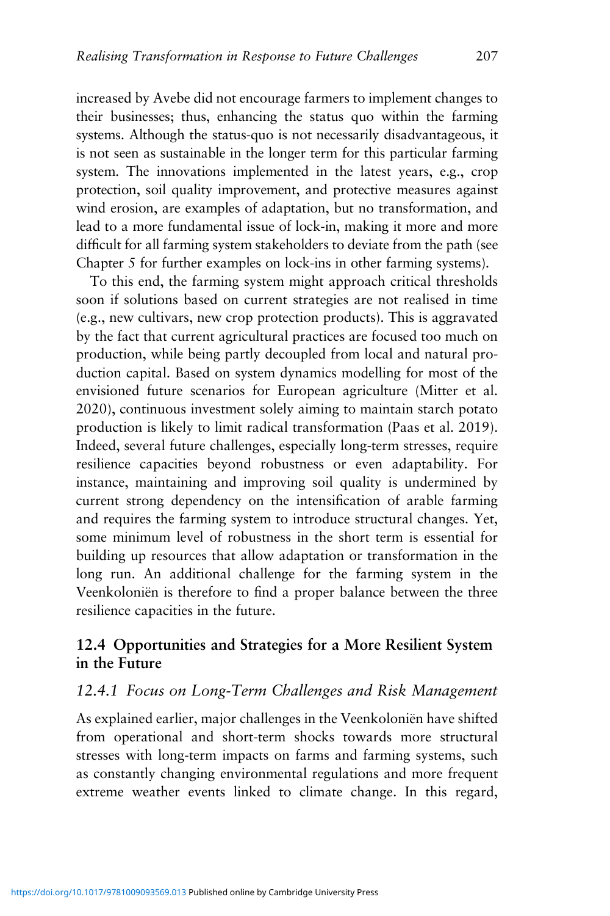increased by Avebe did not encourage farmers to implement changes to their businesses; thus, enhancing the status quo within the farming systems. Although the status-quo is not necessarily disadvantageous, it is not seen as sustainable in the longer term for this particular farming system. The innovations implemented in the latest years, e.g., crop protection, soil quality improvement, and protective measures against wind erosion, are examples of adaptation, but no transformation, and lead to a more fundamental issue of lock-in, making it more and more difficult for all farming system stakeholders to deviate from the path (see Chapter 5 for further examples on lock-ins in other farming systems).

To this end, the farming system might approach critical thresholds soon if solutions based on current strategies are not realised in time (e.g., new cultivars, new crop protection products). This is aggravated by the fact that current agricultural practices are focused too much on production, while being partly decoupled from local and natural production capital. Based on system dynamics modelling for most of the envisioned future scenarios for European agriculture (Mitter et al. 2020), continuous investment solely aiming to maintain starch potato production is likely to limit radical transformation (Paas et al. 2019). Indeed, several future challenges, especially long-term stresses, require resilience capacities beyond robustness or even adaptability. For instance, maintaining and improving soil quality is undermined by current strong dependency on the intensification of arable farming and requires the farming system to introduce structural changes. Yet, some minimum level of robustness in the short term is essential for building up resources that allow adaptation or transformation in the long run. An additional challenge for the farming system in the Veenkoloniën is therefore to find a proper balance between the three resilience capacities in the future.

## 12.4 Opportunities and Strategies for a More Resilient System in the Future

### *12.4.1 Focus on Long-Term Challenges and Risk Management*

As explained earlier, major challenges in the Veenkoloniën have shifted from operational and short-term shocks towards more structural stresses with long-term impacts on farms and farming systems, such as constantly changing environmental regulations and more frequent extreme weather events linked to climate change. In this regard,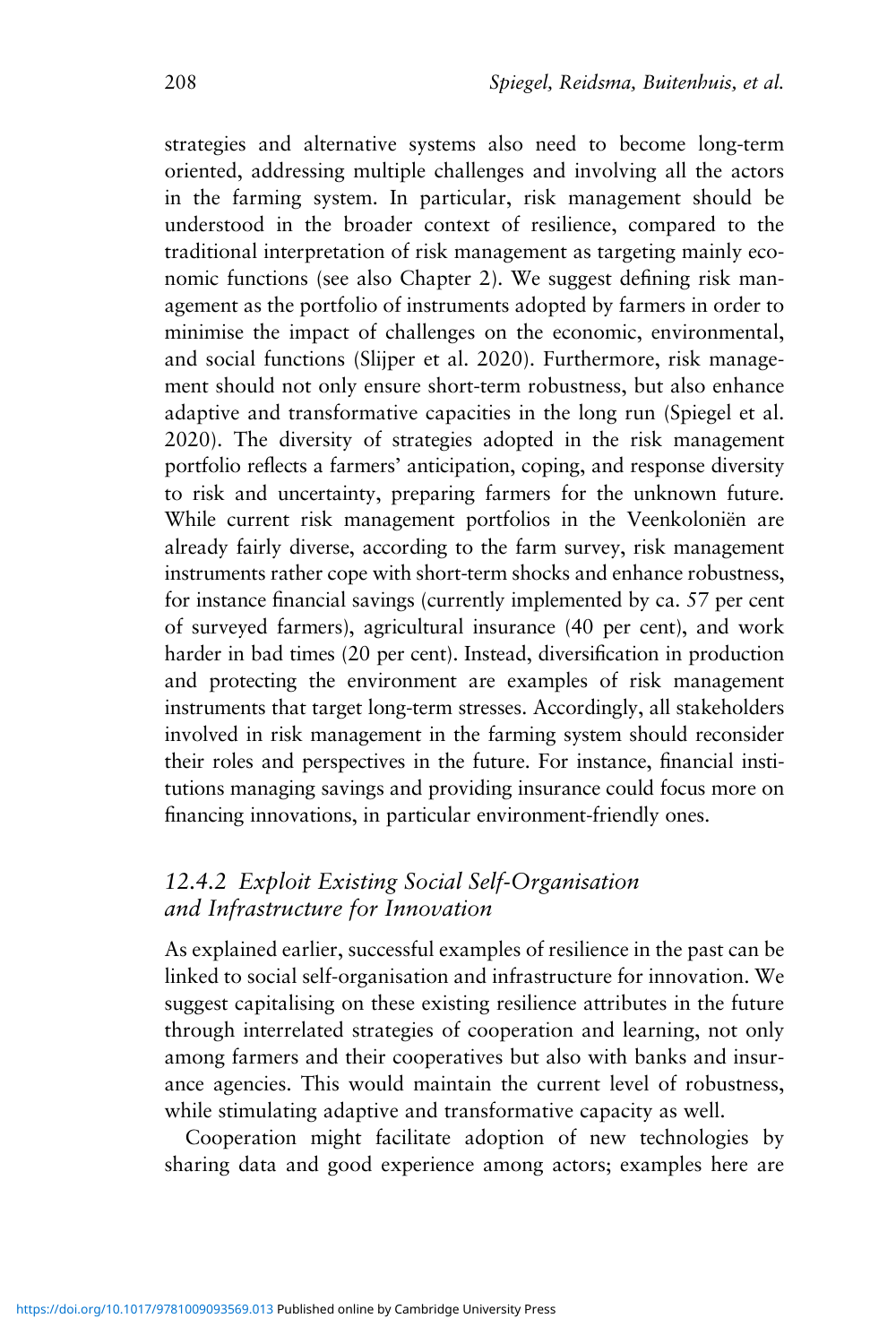strategies and alternative systems also need to become long-term oriented, addressing multiple challenges and involving all the actors in the farming system. In particular, risk management should be understood in the broader context of resilience, compared to the traditional interpretation of risk management as targeting mainly economic functions (see also Chapter 2). We suggest defining risk management as the portfolio of instruments adopted by farmers in order to minimise the impact of challenges on the economic, environmental, and social functions (Slijper et al. 2020). Furthermore, risk management should not only ensure short-term robustness, but also enhance adaptive and transformative capacities in the long run (Spiegel et al. 2020). The diversity of strategies adopted in the risk management portfolio reflects a farmers' anticipation, coping, and response diversity to risk and uncertainty, preparing farmers for the unknown future. While current risk management portfolios in the Veenkoloniën are already fairly diverse, according to the farm survey, risk management instruments rather cope with short-term shocks and enhance robustness, for instance financial savings (currently implemented by ca. 57 per cent of surveyed farmers), agricultural insurance (40 per cent), and work harder in bad times (20 per cent). Instead, diversification in production and protecting the environment are examples of risk management instruments that target long-term stresses. Accordingly, all stakeholders involved in risk management in the farming system should reconsider their roles and perspectives in the future. For instance, financial institutions managing savings and providing insurance could focus more on financing innovations, in particular environment-friendly ones.

### *12.4.2 Exploit Existing Social Self-Organisation and Infrastructure for Innovation*

As explained earlier, successful examples of resilience in the past can be linked to social self-organisation and infrastructure for innovation. We suggest capitalising on these existing resilience attributes in the future through interrelated strategies of cooperation and learning, not only among farmers and their cooperatives but also with banks and insurance agencies. This would maintain the current level of robustness, while stimulating adaptive and transformative capacity as well.

Cooperation might facilitate adoption of new technologies by sharing data and good experience among actors; examples here are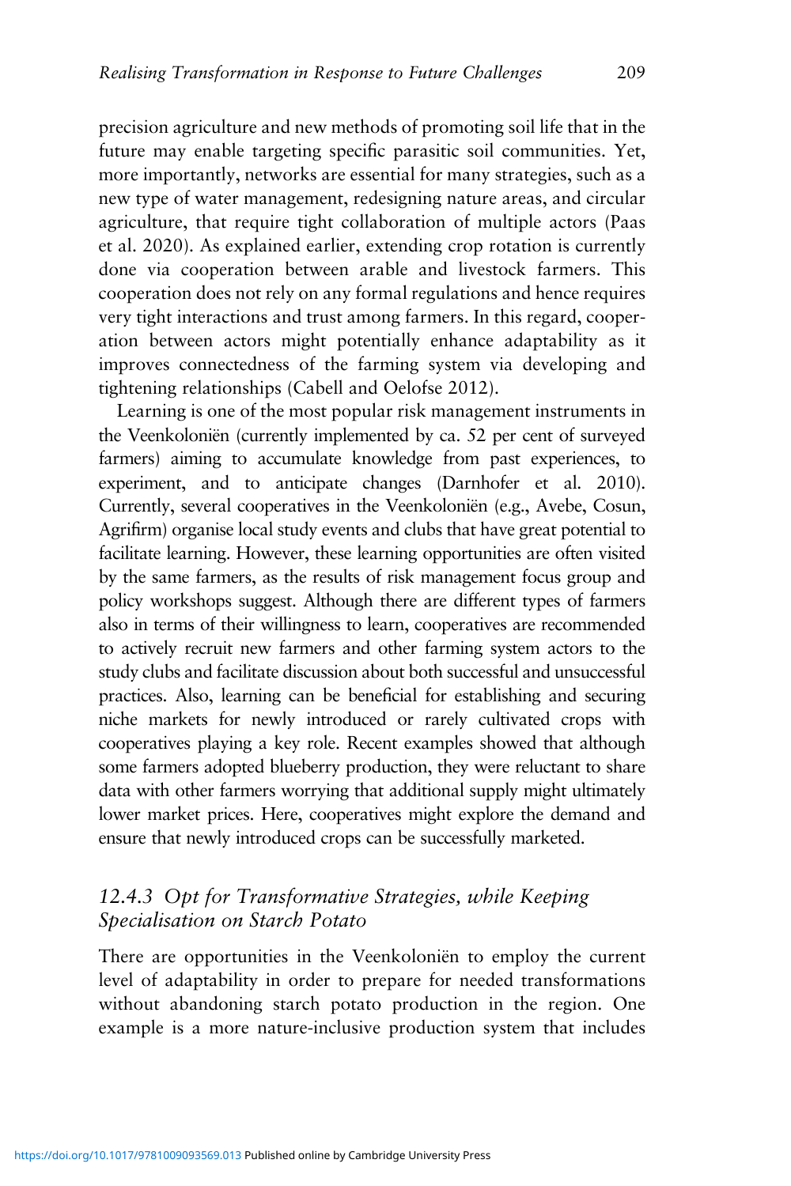precision agriculture and new methods of promoting soil life that in the future may enable targeting specific parasitic soil communities. Yet, more importantly, networks are essential for many strategies, such as a new type of water management, redesigning nature areas, and circular agriculture, that require tight collaboration of multiple actors (Paas et al. 2020). As explained earlier, extending crop rotation is currently done via cooperation between arable and livestock farmers. This cooperation does not rely on any formal regulations and hence requires very tight interactions and trust among farmers. In this regard, cooperation between actors might potentially enhance adaptability as it improves connectedness of the farming system via developing and tightening relationships (Cabell and Oelofse 2012).

Learning is one of the most popular risk management instruments in the Veenkoloniën (currently implemented by ca. 52 per cent of surveyed farmers) aiming to accumulate knowledge from past experiences, to experiment, and to anticipate changes (Darnhofer et al. 2010). Currently, several cooperatives in the Veenkoloniën (e.g., Avebe, Cosun, Agrifirm) organise local study events and clubs that have great potential to facilitate learning. However, these learning opportunities are often visited by the same farmers, as the results of risk management focus group and policy workshops suggest. Although there are different types of farmers also in terms of their willingness to learn, cooperatives are recommended to actively recruit new farmers and other farming system actors to the study clubs and facilitate discussion about both successful and unsuccessful practices. Also, learning can be beneficial for establishing and securing niche markets for newly introduced or rarely cultivated crops with cooperatives playing a key role. Recent examples showed that although some farmers adopted blueberry production, they were reluctant to share data with other farmers worrying that additional supply might ultimately lower market prices. Here, cooperatives might explore the demand and ensure that newly introduced crops can be successfully marketed.

### *12.4.3 Opt for Transformative Strategies, while Keeping Specialisation on Starch Potato*

There are opportunities in the Veenkoloniën to employ the current level of adaptability in order to prepare for needed transformations without abandoning starch potato production in the region. One example is a more nature-inclusive production system that includes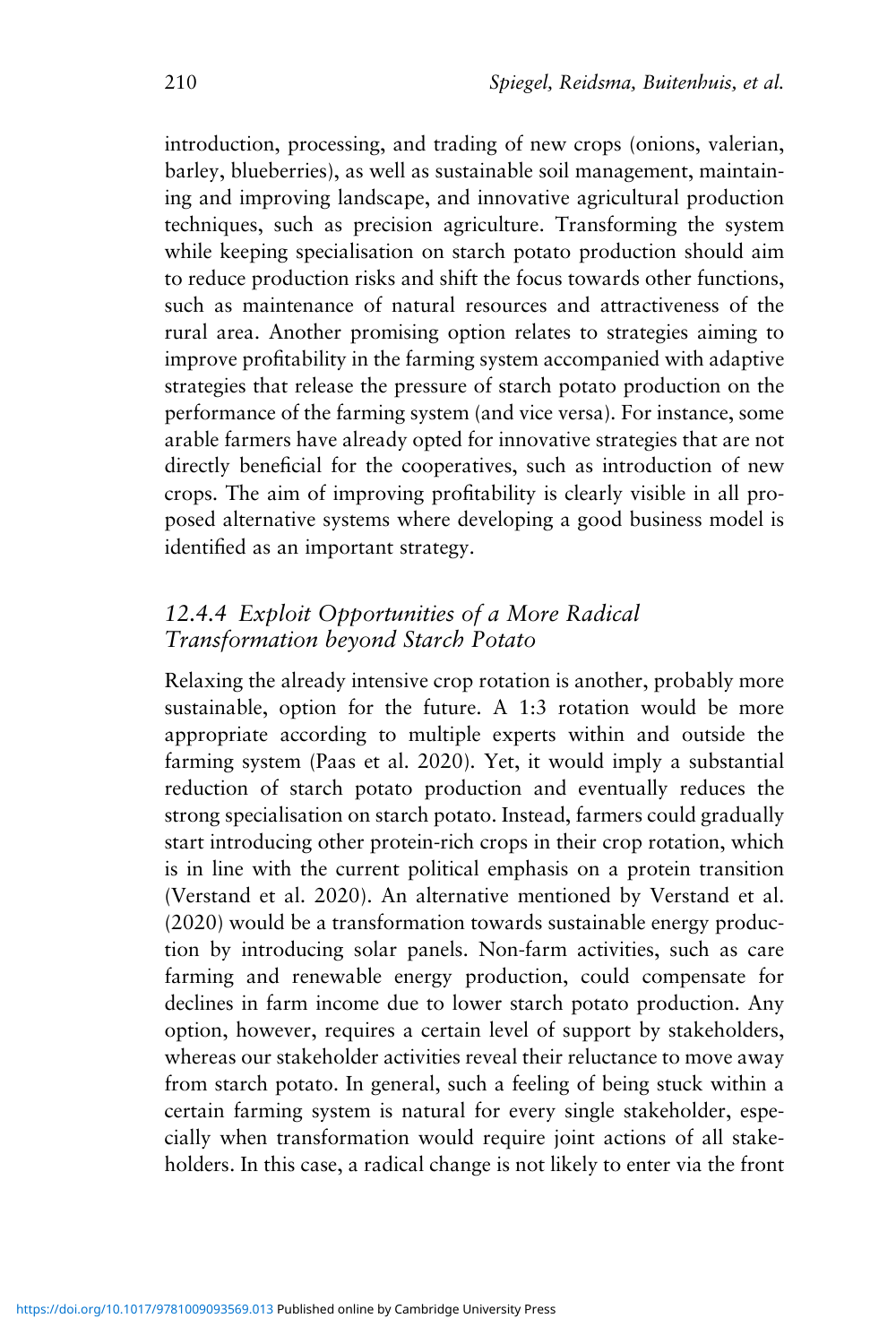introduction, processing, and trading of new crops (onions, valerian, barley, blueberries), as well as sustainable soil management, maintaining and improving landscape, and innovative agricultural production techniques, such as precision agriculture. Transforming the system while keeping specialisation on starch potato production should aim to reduce production risks and shift the focus towards other functions, such as maintenance of natural resources and attractiveness of the rural area. Another promising option relates to strategies aiming to improve profitability in the farming system accompanied with adaptive strategies that release the pressure of starch potato production on the performance of the farming system (and vice versa). For instance, some arable farmers have already opted for innovative strategies that are not directly beneficial for the cooperatives, such as introduction of new crops. The aim of improving profitability is clearly visible in all proposed alternative systems where developing a good business model is identified as an important strategy.

### *12.4.4 Exploit Opportunities of a More Radical Transformation beyond Starch Potato*

Relaxing the already intensive crop rotation is another, probably more sustainable, option for the future. A 1:3 rotation would be more appropriate according to multiple experts within and outside the farming system (Paas et al. 2020). Yet, it would imply a substantial reduction of starch potato production and eventually reduces the strong specialisation on starch potato. Instead, farmers could gradually start introducing other protein-rich crops in their crop rotation, which is in line with the current political emphasis on a protein transition (Verstand et al. 2020). An alternative mentioned by Verstand et al. (2020) would be a transformation towards sustainable energy production by introducing solar panels. Non-farm activities, such as care farming and renewable energy production, could compensate for declines in farm income due to lower starch potato production. Any option, however, requires a certain level of support by stakeholders, whereas our stakeholder activities reveal their reluctance to move away from starch potato. In general, such a feeling of being stuck within a certain farming system is natural for every single stakeholder, especially when transformation would require joint actions of all stakeholders. In this case, a radical change is not likely to enter via the front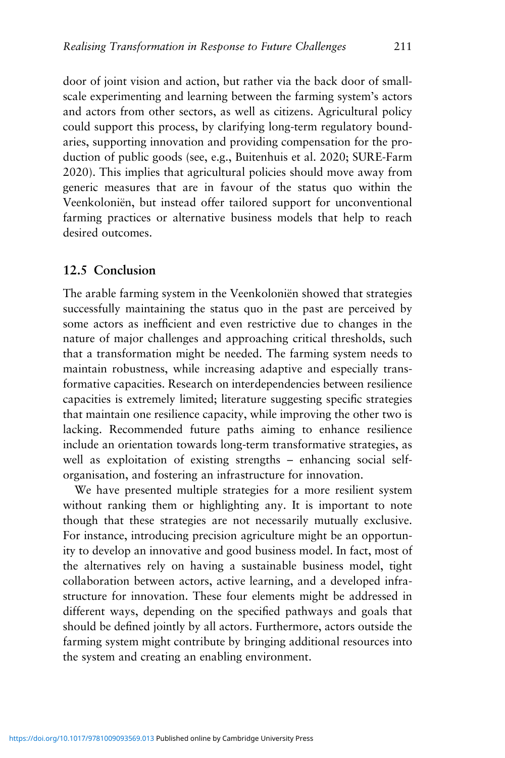door of joint vision and action, but rather via the back door of small-scale experimenting and learning between the farming system's actors and actors from other sectors, as well as citizens. Agricultural policy could support this process, by clarifying long-term regulatory boundaries, supporting innovation and providing compensation for the production of public goods (see, e.g., Buitenhuis et al. 2020; SURE-Farm 2020). This implies that agricultural policies should move away from generic measures that are in favour of the status quo within the Veenkoloniën, but instead offer tailored support for unconventional farming practices or alternative business models that help to reach desired outcomes.

## 12.5 Conclusion

The arable farming system in the Veenkoloniën showed that strategies successfully maintaining the status quo in the past are perceived by some actors as inefficient and even restrictive due to changes in the nature of major challenges and approaching critical thresholds, such that a transformation might be needed. The farming system needs to maintain robustness, while increasing adaptive and especially transformative capacities. Research on interdependencies between resilience capacities is extremely limited; literature suggesting specific strategies that maintain one resilience capacity, while improving the other two is lacking. Recommended future paths aiming to enhance resilience include an orientation towards long-term transformative strategies, as well as exploitation of existing strengths – enhancing social self-organisation, and fostering an infrastructure for innovation.

We have presented multiple strategies for a more resilient system without ranking them or highlighting any. It is important to note though that these strategies are not necessarily mutually exclusive. For instance, introducing precision agriculture might be an opportunity to develop an innovative and good business model. In fact, most of the alternatives rely on having a sustainable business model, tight collaboration between actors, active learning, and a developed infrastructure for innovation. These four elements might be addressed in different ways, depending on the specified pathways and goals that should be defined jointly by all actors. Furthermore, actors outside the farming system might contribute by bringing additional resources into the system and creating an enabling environment.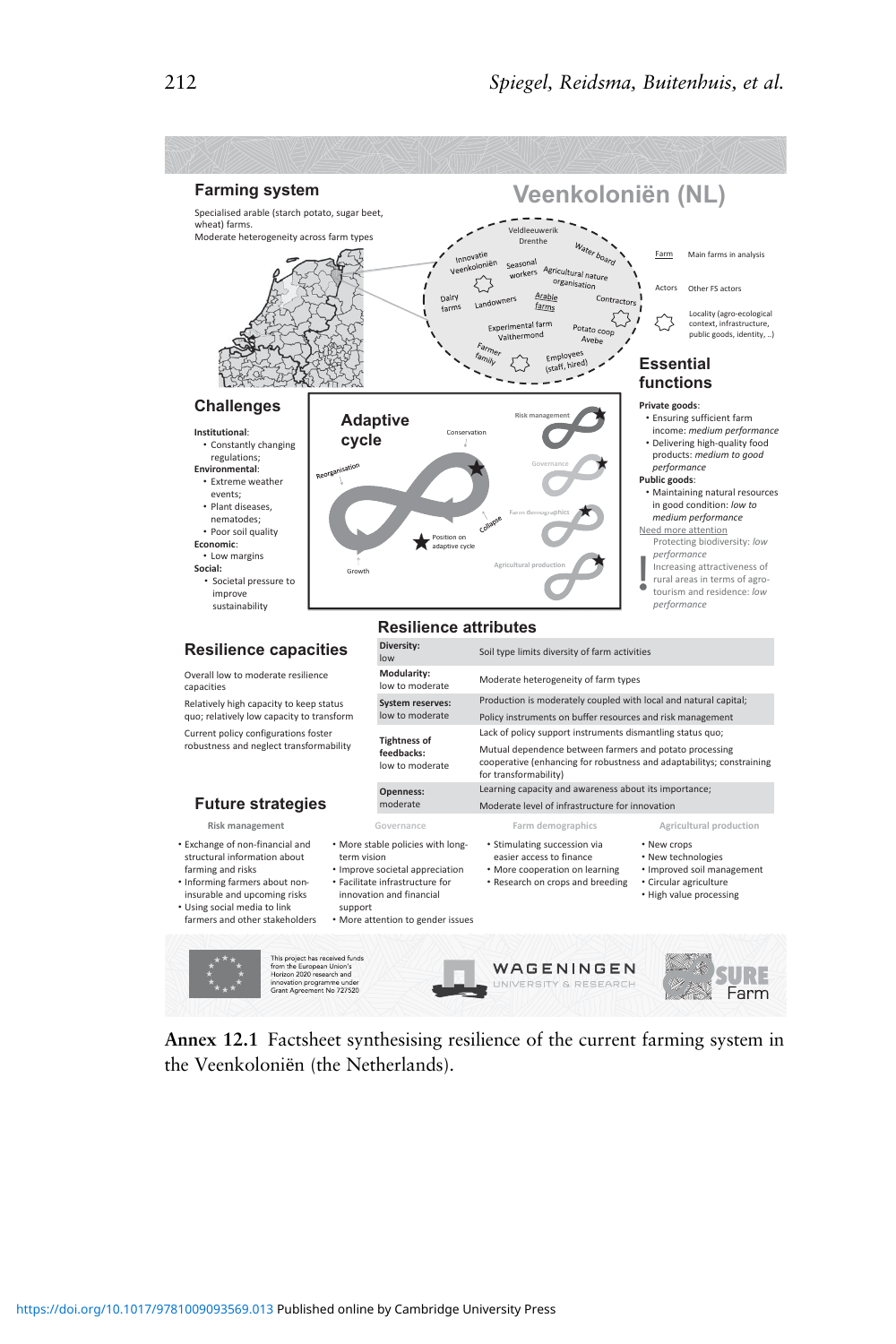## Farming system

Specialised arable (starch potato, sugar beet, wheat) farms.
Moderate heterogeneity across farm types

# Veenkoloniën (NL)

Veldleeuwerik Drenthe · Water board · Innovatie Veenkoloniën · Seasonal workers · Agricultural nature organisation · Dairy farms · Landowners · Arable farms · Contractors · Experimental farm Valthermond · Potato coop Avebe · Farmer family · Employees (staff, hired)

Farm — Main farms in analysis

Actors — Other FS actors

Locality (agro-ecological context, infrastructure, public goods, identity, ..)

## Challenges

**Institutional**:
- Constantly changing regulations;

**Environmental**:
- Extreme weather events;
- Plant diseases, nematodes;
- Poor soil quality

**Economic**:
- Low margins

**Social**:
- Societal pressure to improve sustainability

## Adaptive cycle

Conservation · Reorganisation · Collapse · Growth · Position on adaptive cycle

Risk management · Governance · Farm demographics · Agricultural production

## Essential functions

**Private goods**:
- Ensuring sufficient farm income: *medium performance*
- Delivering high-quality food products: *medium to good performance*

**Public goods**:
- Maintaining natural resources in good condition: *low to medium performance*

Need more attention

Protecting biodiversity: *low performance*

Increasing attractiveness of rural areas in terms of agro-tourism and residence: *low performance*

## Resilience capacities

Overall low to moderate resilience capacities

Relatively high capacity to keep status quo; relatively low capacity to transform

Current policy configurations foster robustness and neglect transformability

## Resilience attributes

| Attribute | Description |
|---|---|
| **Diversity:** low | Soil type limits diversity of farm activities |
| **Modularity:** low to moderate | Moderate heterogeneity of farm types |
| **System reserves:** low to moderate | Production is moderately coupled with local and natural capital; Policy instruments on buffer resources and risk management |
| **Tightness of feedbacks:** low to moderate | Lack of policy support instruments dismantling status quo; Mutual dependence between farmers and potato processing cooperative (enhancing for robustness and adaptabilitys; constraining for transformability) |
| **Openness:** moderate | Learning capacity and awareness about its importance; Moderate level of infrastructure for innovation |

## Future strategies

**Risk management**
- Exchange of non-financial and structural information about farming and risks
- Informing farmers about non-insurable and upcoming risks
- Using social media to link farmers and other stakeholders

**Governance**
- More stable policies with long-term vision
- Improve societal appreciation
- Facilitate infrastructure for innovation and financial support
- More attention to gender issues

**Farm demographics**
- Stimulating succession via easier access to finance
- More cooperation on learning
- Research on crops and breeding

**Agricultural production**
- New crops
- New technologies
- Improved soil management
- Circular agriculture
- High value processing

This project has received funds from the European Union's Horizon 2020 research and innovation programme under Grant Agreement No 727520

WAGENINGEN UNIVERSITY & RESEARCH · SURE Farm

**Annex 12.1** Factsheet synthesising resilience of the current farming system in the Veenkoloniën (the Netherlands).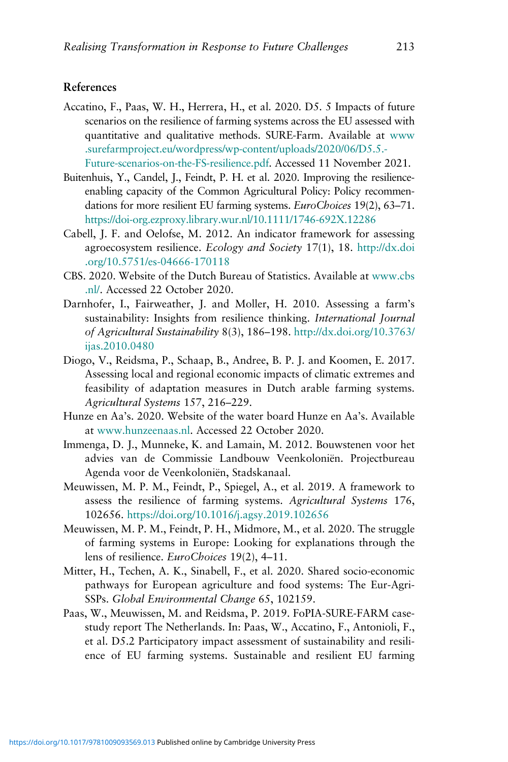## References

Accatino, F., Paas, W. H., Herrera, H., et al. 2020. D5. 5 Impacts of future scenarios on the resilience of farming systems across the EU assessed with quantitative and qualitative methods. SURE-Farm. Available at www.surefarmproject.eu/wordpress/wp-content/uploads/2020/06/D5.5.-Future-scenarios-on-the-FS-resilience.pdf. Accessed 11 November 2021.

Buitenhuis, Y., Candel, J., Feindt, P. H. et al. 2020. Improving the resilience-enabling capacity of the Common Agricultural Policy: Policy recommendations for more resilient EU farming systems. *EuroChoices* 19(2), 63–71. https://doi-org.ezproxy.library.wur.nl/10.1111/1746-692X.12286

Cabell, J. F. and Oelofse, M. 2012. An indicator framework for assessing agroecosystem resilience. *Ecology and Society* 17(1), 18. http://dx.doi.org/10.5751/es-04666-170118

CBS. 2020. Website of the Dutch Bureau of Statistics. Available at www.cbs.nl/. Accessed 22 October 2020.

Darnhofer, I., Fairweather, J. and Moller, H. 2010. Assessing a farm's sustainability: Insights from resilience thinking. *International Journal of Agricultural Sustainability* 8(3), 186–198. http://dx.doi.org/10.3763/ijas.2010.0480

Diogo, V., Reidsma, P., Schaap, B., Andree, B. P. J. and Koomen, E. 2017. Assessing local and regional economic impacts of climatic extremes and feasibility of adaptation measures in Dutch arable farming systems. *Agricultural Systems* 157, 216–229.

Hunze en Aa's. 2020. Website of the water board Hunze en Aa's. Available at www.hunzeenaas.nl. Accessed 22 October 2020.

Immenga, D. J., Munneke, K. and Lamain, M. 2012. Bouwstenen voor het advies van de Commissie Landbouw Veenkoloniën. Projectbureau Agenda voor de Veenkoloniën, Stadskanaal.

Meuwissen, M. P. M., Feindt, P., Spiegel, A., et al. 2019. A framework to assess the resilience of farming systems. *Agricultural Systems* 176, 102656. https://doi.org/10.1016/j.agsy.2019.102656

Meuwissen, M. P. M., Feindt, P. H., Midmore, M., et al. 2020. The struggle of farming systems in Europe: Looking for explanations through the lens of resilience. *EuroChoices* 19(2), 4–11.

Mitter, H., Techen, A. K., Sinabell, F., et al. 2020. Shared socio-economic pathways for European agriculture and food systems: The Eur-Agri-SSPs. *Global Environmental Change* 65, 102159.

Paas, W., Meuwissen, M. and Reidsma, P. 2019. FoPIA-SURE-FARM case-study report The Netherlands. In: Paas, W., Accatino, F., Antonioli, F., et al. D5.2 Participatory impact assessment of sustainability and resilience of EU farming systems. Sustainable and resilient EU farming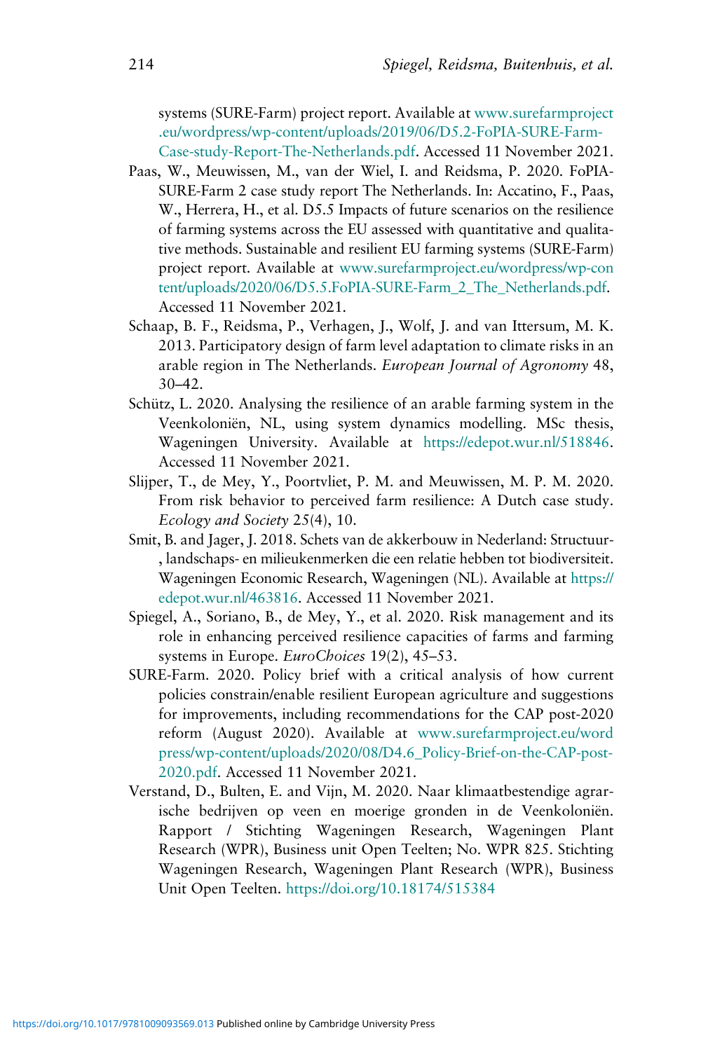systems (SURE-Farm) project report. Available at www.surefarmproject.eu/wordpress/wp-content/uploads/2019/06/D5.2-FoPIA-SURE-Farm-Case-study-Report-The-Netherlands.pdf. Accessed 11 November 2021.

Paas, W., Meuwissen, M., van der Wiel, I. and Reidsma, P. 2020. FoPIA-SURE-Farm 2 case study report The Netherlands. In: Accatino, F., Paas, W., Herrera, H., et al. D5.5 Impacts of future scenarios on the resilience of farming systems across the EU assessed with quantitative and qualitative methods. Sustainable and resilient EU farming systems (SURE-Farm) project report. Available at www.surefarmproject.eu/wordpress/wp-content/uploads/2020/06/D5.5.FoPIA-SURE-Farm_2_The_Netherlands.pdf. Accessed 11 November 2021.

Schaap, B. F., Reidsma, P., Verhagen, J., Wolf, J. and van Ittersum, M. K. 2013. Participatory design of farm level adaptation to climate risks in an arable region in The Netherlands. *European Journal of Agronomy* 48, 30–42.

Schütz, L. 2020. Analysing the resilience of an arable farming system in the Veenkoloniën, NL, using system dynamics modelling. MSc thesis, Wageningen University. Available at https://edepot.wur.nl/518846. Accessed 11 November 2021.

Slijper, T., de Mey, Y., Poortvliet, P. M. and Meuwissen, M. P. M. 2020. From risk behavior to perceived farm resilience: A Dutch case study. *Ecology and Society* 25(4), 10.

Smit, B. and Jager, J. 2018. Schets van de akkerbouw in Nederland: Structuur-, landschaps- en milieukenmerken die een relatie hebben tot biodiversiteit. Wageningen Economic Research, Wageningen (NL). Available at https://edepot.wur.nl/463816. Accessed 11 November 2021.

Spiegel, A., Soriano, B., de Mey, Y., et al. 2020. Risk management and its role in enhancing perceived resilience capacities of farms and farming systems in Europe. *EuroChoices* 19(2), 45–53.

SURE-Farm. 2020. Policy brief with a critical analysis of how current policies constrain/enable resilient European agriculture and suggestions for improvements, including recommendations for the CAP post-2020 reform (August 2020). Available at www.surefarmproject.eu/wordpress/wp-content/uploads/2020/08/D4.6_Policy-Brief-on-the-CAP-post-2020.pdf. Accessed 11 November 2021.

Verstand, D., Bulten, E. and Vijn, M. 2020. Naar klimaatbestendige agrarische bedrijven op veen en moerige gronden in de Veenkoloniën. Rapport / Stichting Wageningen Research, Wageningen Plant Research (WPR), Business unit Open Teelten; No. WPR 825. Stichting Wageningen Research, Wageningen Plant Research (WPR), Business Unit Open Teelten. https://doi.org/10.18174/515384